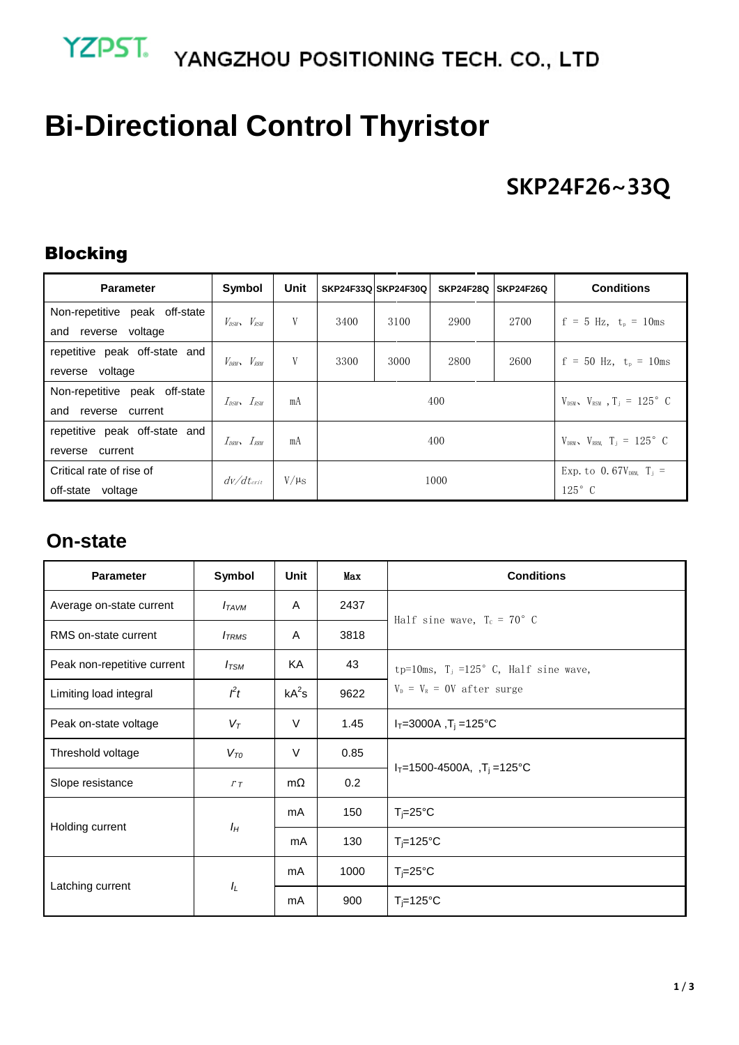YZPST. YANGZHOU POSITIONING TECH. CO., LTD

# Bi-Directional Control Thyristor

## SKP24F26~33Q

### Blocking

| Parameter | Symbol | Unit | SKP24F33Q | SKP24F30Q | SKP24F28Q | SKP24F26Q | Conditions |
|---|---|---|---|---|---|---|---|
| Non-repetitive peak off-state and reverse voltage | $V_{DSM}$、$V_{RSM}$ | V | 3400 | 3100 | 2900 | 2700 | f = 5 Hz, $t_p$ = 10ms |
| repetitive peak off-state and reverse voltage | $V_{DRM}$、$V_{RRM}$ | V | 3300 | 3000 | 2800 | 2600 | f = 50 Hz, $t_p$ = 10ms |
| Non-repetitive peak off-state and reverse current | $I_{DSM}$、$I_{RSM}$ | mA | 400 | | | | $V_{DSM}$、$V_{RSM}$ , $T_j$ = 125° C |
| repetitive peak off-state and reverse current | $I_{DRM}$、$I_{RRM}$ | mA | 400 | | | | $V_{DRM}$、$V_{RRM}$, $T_j$ = 125° C |
| Critical rate of rise of off-state voltage | $dv/dt_{crit}$ | V/μs | 1000 | | | | Exp. to 0.67$V_{DRM}$, $T_j$ = 125° C |

### On-state

| Parameter | Symbol | Unit | Max | Conditions |
|---|---|---|---|---|
| Average on-state current | $I_{TAVM}$ | A | 2437 | Half sine wave, $T_c$ = 70° C |
| RMS on-state current | $I_{TRMS}$ | A | 3818 | |
| Peak non-repetitive current | $I_{TSM}$ | KA | 43 | tp=10ms, $T_j$ =125° C, Half sine wave, $V_D$ = $V_R$ = 0V after surge |
| Limiting load integral | $I^2t$ | $kA^2s$ | 9622 | |
| Peak on-state voltage | $V_T$ | V | 1.45 | $I_T$=3000A ,$T_j$ =125°C |
| Threshold voltage | $V_{T0}$ | V | 0.85 | $I_T$=1500-4500A, ,$T_j$ =125°C |
| Slope resistance | $r_T$ | mΩ | 0.2 | |
| Holding current | $I_H$ | mA | 150 | $T_j$=25°C |
| | | mA | 130 | $T_j$=125°C |
| Latching current | $I_L$ | mA | 1000 | $T_j$=25°C |
| | | mA | 900 | $T_j$=125°C |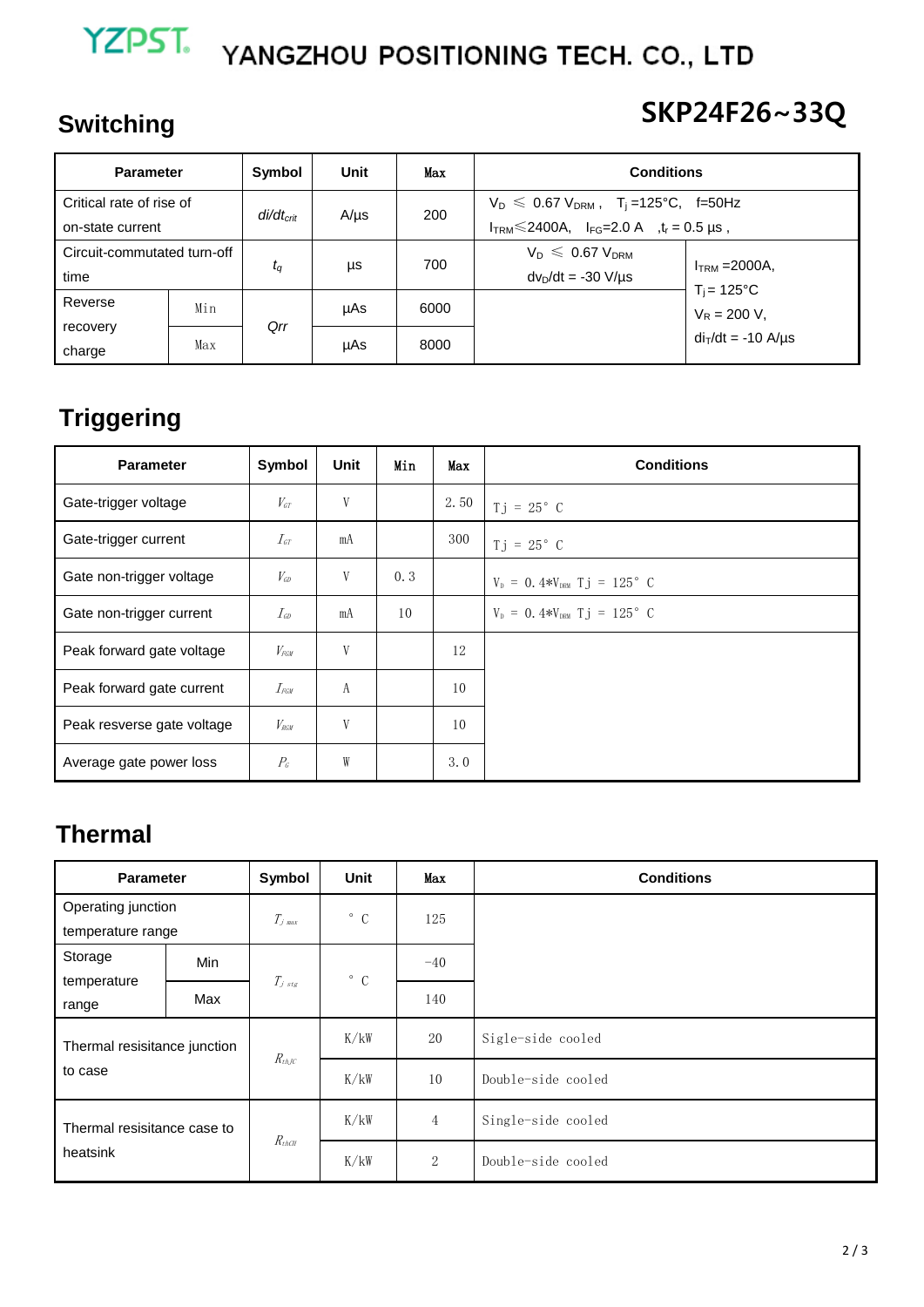# YANGZHOU POSITIONING TECH. CO., LTD

## Switching

## SKP24F26~33Q

| Parameter | | Symbol | Unit | Max | Conditions | |
|---|---|---|---|---|---|---|
| Critical rate of rise of on-state current | | $di/dt_{crit}$ | A/μs | 200 | $V_D \leqslant 0.67 V_{DRM}$, $T_j$ =125°C, f=50Hz $I_{TRM} \leqslant$ 2400A, $I_{FG}$=2.0 A ,$t_r$ = 0.5 μs , | |
| Circuit-commutated turn-off time | | $t_q$ | μs | 700 | $V_D \leqslant 0.67 V_{DRM}$ $dv_D/dt$ = -30 V/μs | $I_{TRM}$ =2000A, $T_j$ = 125°C $V_R$ = 200 V, $di_T/dt$ = -10 A/μs |
| Reverse recovery charge | Min | Qrr | μAs | 6000 | | |
| | Max | | μAs | 8000 | | |

## Triggering

| Parameter | Symbol | Unit | Min | Max | Conditions |
|---|---|---|---|---|---|
| Gate-trigger voltage | $V_{GT}$ | V | | 2.50 | Tj = 25° C |
| Gate-trigger current | $I_{GT}$ | mA | | 300 | Tj = 25° C |
| Gate non-trigger voltage | $V_{GD}$ | V | 0.3 | | $V_D$ = 0.4*$V_{DRM}$ Tj = 125° C |
| Gate non-trigger current | $I_{GD}$ | mA | 10 | | $V_D$ = 0.4*$V_{DRM}$ Tj = 125° C |
| Peak forward gate voltage | $V_{FGM}$ | V | | 12 | |
| Peak forward gate current | $I_{FGM}$ | A | | 10 | |
| Peak resverse gate voltage | $V_{RGM}$ | V | | 10 | |
| Average gate power loss | $P_G$ | W | | 3.0 | |

## Thermal

| Parameter | | Symbol | Unit | Max | Conditions |
|---|---|---|---|---|---|
| Operating junction temperature range | | $T_{j\ max}$ | ° C | 125 | |
| Storage temperature range | Min | $T_{j\ stg}$ | ° C | -40 | |
| | Max | | | 140 | |
| Thermal resisitance junction to case | | $R_{thJC}$ | K/kW | 20 | Sigle-side cooled |
| | | | K/kW | 10 | Double-side cooled |
| Thermal resisitance case to heatsink | | $R_{thCH}$ | K/kW | 4 | Single-side cooled |
| | | | K/kW | 2 | Double-side cooled |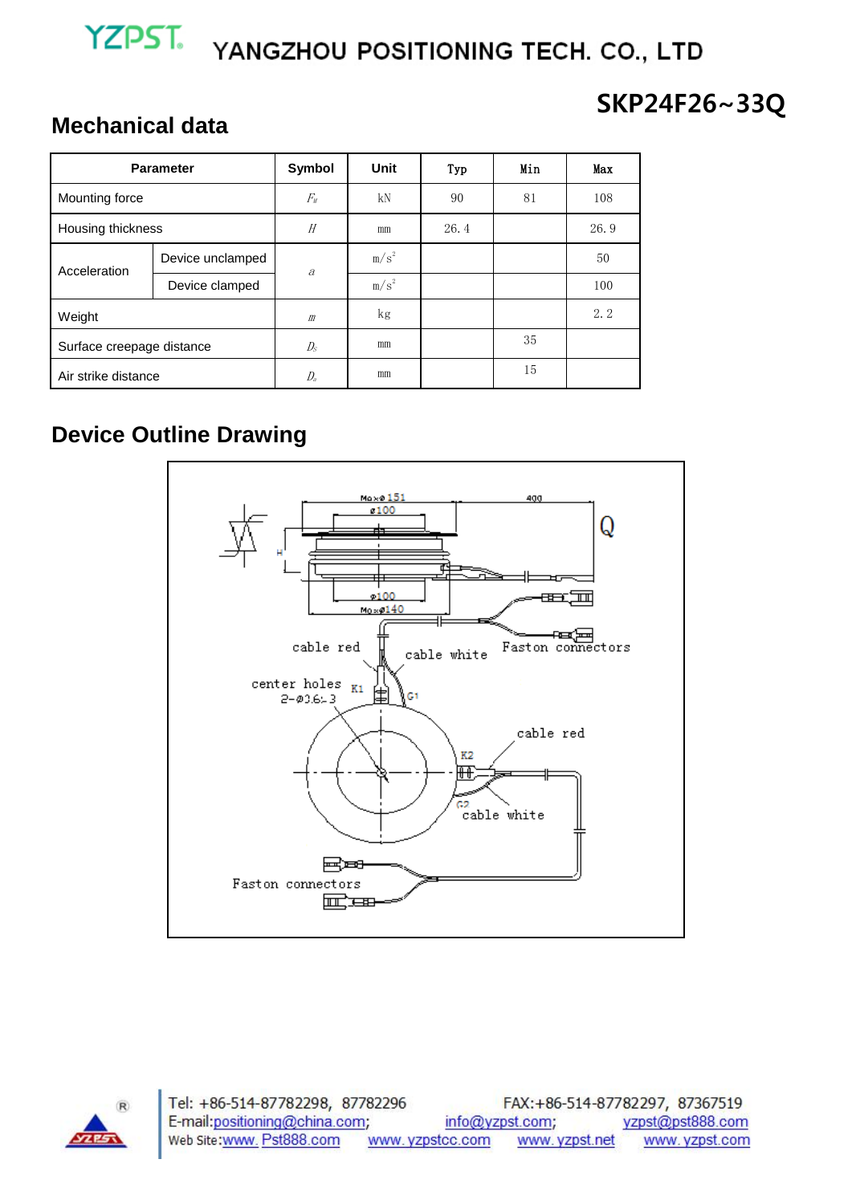SKP24F26~33Q

## Mechanical data

| Parameter | | Symbol | Unit | Typ | Min | Max |
|---|---|---|---|---|---|---|
| Mounting force | | $F_M$ | kN | 90 | 81 | 108 |
| Housing thickness | | $H$ | mm | 26.4 | | 26.9 |
| Acceleration | Device unclamped | $a$ | $m/s^2$ | | | 50 |
| | Device clamped | | $m/s^2$ | | | 100 |
| Weight | | $m$ | kg | | | 2.2 |
| Surface creepage distance | | $D_S$ | mm | | 35 | |
| Air strike distance | | $D_a$ | mm | | 15 | |

## Device Outline Drawing

Max⌀151
⌀100
400
Q
H
⌀100
Max⌀140
cable red
cable white
Faston connectors
center holes
2-⌀3.6↓3
K1
G1
cable red
K2
G2
cable white
Faston connectors